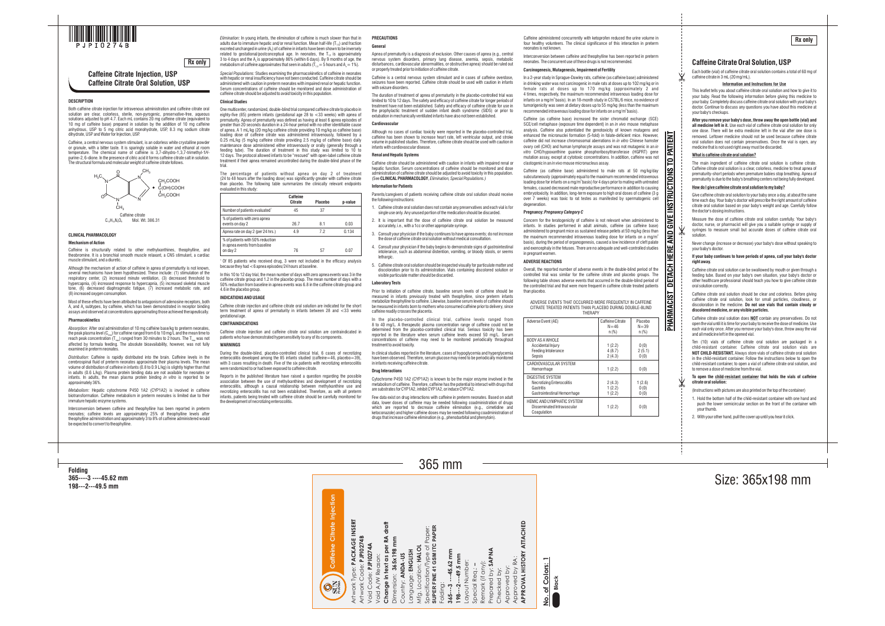Rx only

# Caffeine Citrate Injection, USP
# Caffeine Citrate Oral Solution, USP

### DESCRIPTION

Both caffeine citrate injection for intravenous administration and caffeine citrate oral solution are clear, colorless, sterile, non-pyrogenic, preservative-free, aqueous solutions adjusted to pH 4.7. Each mL contains 20 mg caffeine citrate (equivalent to 10 mg of caffeine base) prepared in solution by the addition of 10 mg caffeine anhydrous, USP to 5 mg citric acid monohydrate, USP, 8.3 mg sodium citrate dihydrate, USP and Water for Injection, USP.

Caffeine, a central nervous system stimulant, is an odorless white crystalline powder or granule, with a bitter taste. It is sparingly soluble in water and ethanol at room temperature. The chemical name of caffeine is 3,7-dihydro-1,3,7-trimethyl-1*H*-purine-2, 6-dione. In the presence of citric acid it forms caffeine citrate salt in solution. The structural formula and molecular weight of caffeine citrate follows.

Caffeine citrate
$C_{14}H_{18}N_4O_9$ Mol. Wt. 386.31

### CLINICAL PHARMACOLOGY

**Mechanism of Action**

Caffeine is structurally related to other methylxanthines, theophylline, and theobromine. It is a bronchial smooth muscle relaxant, a CNS stimulant, a cardiac muscle stimulant, and a diuretic.

Although the mechanism of action of caffeine in apnea of prematurity is not known, several mechanisms have been hypothesized. These include: (1) stimulation of the respiratory center, (2) increased minute ventilation, (3) decreased threshold to hypercapnia, (4) increased response to hypercapnia, (5) increased skeletal muscle tone, (6) decreased diaphragmatic fatigue, (7) increased metabolic rate, and (8) increased oxygen consumption.

Most of these effects have been attributed to antagonism of adenosine receptors, both $A_1$ and $A_2$ subtypes, by caffeine, which has been demonstrated in receptor binding assays and observed at concentrations approximating those achieved therapeutically.

**Pharmacokinetics**

*Absorption:* After oral administration of 10 mg caffeine base/kg to preterm neonates, the peak plasma level ($C_{max}$) for caffeine ranged from 6 to 10 mg/L and the mean time to reach peak concentration ($T_{max}$) ranged from 30 minutes to 2 hours. The $T_{max}$ was not affected by formula feeding. The absolute bioavailability, however, was not fully examined in preterm neonates.

*Distribution:* Caffeine is rapidly distributed into the brain. Caffeine levels in the cerebrospinal fluid of preterm neonates approximate their plasma levels. The mean volume of distribution of caffeine in infants (0.8 to 0.9 L/kg) is slightly higher than that in adults (0.6 L/kg). Plasma protein binding data are not available for neonates or infants. In adults, the mean plasma protein binding *in vitro* is reported to be approximately 36%.

*Metabolism:* Hepatic cytochrome P450 1A2 (CYP1A2) is involved in caffeine biotransformation. Caffeine metabolism in preterm neonates is limited due to their immature hepatic enzyme systems.

Interconversion between caffeine and theophylline has been reported in preterm neonates; caffeine levels are approximately 25% of theophylline levels after theophylline administration and approximately 3 to 8% of caffeine administered would be expected to convert to theophylline.

*Elimination:* In young infants, the elimination of caffeine is much slower than that in adults due to immature hepatic and/or renal function. Mean half-life ($T_{1/2}$) and fraction excreted unchanged in urine ($A_e$) of caffeine in infants have been shown to be inversely related to gestational/postconceptual age. In neonates, the $T_{1/2}$ is approximately 3 to 4 days and the $A_e$ is approximately 86% (within 6 days). By 9 months of age, the metabolism of caffeine approximates that seen in adults ($T_{1/2}$ = 5 hours and $A_e$ = 1%).

*Special Populations:* Studies examining the pharmacokinetics of caffeine in neonates with hepatic or renal insufficiency have not been conducted. Caffeine citrate should be administered with caution in preterm neonates with impaired renal or hepatic function. Serum concentrations of caffeine should be monitored and dose administration of caffeine citrate should be adjusted to avoid toxicity in this population.

**Clinical Studies**

One multicenter, randomized, double-blind trial compared caffeine citrate to placebo in eighty-five (85) preterm infants (gestational age 28 to <33 weeks) with apnea of prematurity. Apnea of prematurity was defined as having at least 6 apnea episodes of greater than 20 seconds duration in a 24-hour period with no other identifiable cause of apnea. A 1 mL/kg (20 mg/kg caffeine citrate providing 10 mg/kg as caffeine base) loading dose of caffeine citrate was administered intravenously, followed by a 0.25 mL/kg (5 mg/kg caffeine citrate providing 2.5 mg/kg of caffeine base) daily maintenance dose administered either intravenously or orally (generally through a feeding tube). The duration of treatment in this study was limited to 10 to 12 days. The protocol allowed infants to be "rescued" with open-label caffeine citrate treatment if their apnea remained uncontrolled during the double-blind phase of the trial.

The percentage of patients without apnea on day 2 of treatment (24 to 48 hours after the loading dose) was significantly greater with caffeine citrate than placebo. The following table summarizes the clinically relevant endpoints evaluated in this study:

| | Caffeine Citrate | Placebo | p-value |
|---|---|---|---|
| Number of patients evaluated[1] | 45 | 37 | |
| % of patients with zero apnea events on day 2 | 26.7 | 8.1 | 0.03 |
| Apnea rate on day 2 (per 24 hrs.) | 4.9 | 7.2 | 0.134 |
| % of patients with 50% reduction in apnea events from baseline on day 2 | 76 | 57 | 0.07 |

[1] Of 85 patients who received drug, 3 were not included in the efficacy analysis because they had <6 apnea episodes/24 hours at baseline.

In this 10 to 12 day trial, the mean number of days with zero apnea events was 3 in the caffeine citrate group and 1.2 in the placebo group. The mean number of days with a 50% reduction from baseline in apnea events was 6.8 in the caffeine citrate group and 4.6 in the placebo group.

### INDICATIONS AND USAGE

Caffeine citrate injection and caffeine citrate oral solution are indicated for the short term treatment of apnea of prematurity in infants between 28 and <33 weeks gestational age.

### CONTRAINDICATIONS

Caffeine citrate injection and caffeine citrate oral solution are contraindicated in patients who have demonstrated hypersensitivity to any of its components.

### WARNINGS

During the double-blind, placebo-controlled clinical trial, 6 cases of necrotizing enterocolitis developed among the 85 infants studied (caffeine=46, placebo=39), with 3 cases resulting in death. Five of the six patients with necrotizing enterocolitis were randomized to or had been exposed to caffeine citrate.

Reports in the published literature have raised a question regarding the possible association between the use of methylxanthines and development of necrotizing enterocolitis, although a causal relationship between methylxanthine use and necrotizing enterocolitis has not been established. Therefore, as with all preterm infants, patients being treated with caffeine citrate should be carefully monitored for the development of necrotizing enterocolitis.

### PRECAUTIONS

**General**

Apnea of prematurity is a diagnosis of exclusion. Other causes of apnea (e.g., central nervous system disorders, primary lung disease, anemia, sepsis, metabolic disturbances, cardiovascular abnormalities, or obstructive apnea) should be ruled out or properly treated prior to initiation of caffeine citrate.

Caffeine is a central nervous system stimulant and in cases of caffeine overdose, seizures have been reported. Caffeine citrate should be used with caution in infants with seizure disorders.

The duration of treatment of apnea of prematurity in the placebo-controlled trial was limited to 10 to 12 days. The safety and efficacy of caffeine citrate for longer periods of treatment have not been established. Safety and efficacy of caffeine citrate for use in the prophylactic treatment of sudden infant death syndrome (SIDS) or prior to extubation in mechanically ventilated infants have also not been established.

**Cardiovascular**

Although no cases of cardiac toxicity were reported in the placebo-controlled trial, caffeine has been shown to increase heart rate, left ventricular output, and stroke volume in published studies. Therefore, caffeine citrate should be used with caution in infants with cardiovascular disease.

**Renal and Hepatic Systems**

Caffeine citrate should be administered with caution in infants with impaired renal or hepatic function. Serum concentrations of caffeine should be monitored and dose administration of caffeine citrate should be adjusted to avoid toxicity in this population. (See **CLINICAL PHARMACOLOGY**, *Elimination, Special Populations.)*

**Information for Patients**

Parents/caregivers of patients receiving caffeine citrate oral solution should receive the following instructions:

1. Caffeine citrate oral solution does not contain any preservatives and each vial is for single use only. Any unused portion of the medication should be discarded.
2. It is important that the dose of caffeine citrate oral solution be measured accurately, i.e., with a 1cc or other appropriate syringe.
3. Consult your physician if the baby continues to have apnea events; do not increase the dose of caffeine citrate oral solution without medical consultation.
4. Consult your physician if the baby begins to demonstrate signs of gastrointestinal intolerance, such as abdominal distention, vomiting, or bloody stools, or seems lethargic.
5. Caffeine citrate oral solution should be inspected visually for particulate matter and discoloration prior to its administration. Vials containing discolored solution or visible particulate matter should be discarded.

**Laboratory Tests**

Prior to initiation of caffeine citrate, baseline serum levels of caffeine should be measured in infants previously treated with theophylline, since preterm infants metabolize theophylline to caffeine. Likewise, baseline serum levels of caffeine should be measured in infants born to mothers who consumed caffeine prior to delivery, since caffeine readily crosses the placenta.

In the placebo-controlled clinical trial, caffeine levels ranged from 8 to 40 mg/L. A therapeutic plasma concentration range of caffeine could not be determined from the placebo-controlled clinical trial. Serious toxicity has been reported in the literature when serum caffeine levels exceed 50 mg/L. Serum concentrations of caffeine may need to be monitored periodically throughout treatment to avoid toxicity.

In clinical studies reported in the literature, cases of hypoglycemia and hyperglycemia have been observed. Therefore, serum glucose may need to be periodically monitored in infants receiving caffeine citrate.

**Drug Interactions**

Cytochrome P450 1A2 (CYP1A2) is known to be the major enzyme involved in the metabolism of caffeine. Therefore, caffeine has the potential to interact with drugs that are substrates for CYP1A2, inhibit CYP1A2, or induce CYP1A2.

Few data exist on drug interactions with caffeine in preterm neonates. Based on adult data, lower doses of caffeine may be needed following coadministration of drugs which are reported to decrease caffeine elimination (e.g., cimetidine and ketoconazole) and higher caffeine doses may be needed following coadministration of drugs that increase caffeine elimination (e.g., phenobarbital and phenytoin).

Caffeine administered concurrently with ketoprofen reduced the urine volume in four healthy volunteers. The clinical significance of this interaction in preterm neonates is not known.

Interconversion between caffeine and theophylline has been reported in preterm neonates. The concurrent use of these drugs is not recommended.

**Carcinogenesis, Mutagenesis, Impairment of Fertility**

In a 2-year study in Sprague-Dawley rats, caffeine (as caffeine base) administered in drinking water was not carcinogenic in male rats at doses up to 102 mg/kg or in female rats at doses up to 170 mg/kg (approximately 2 and 4 times, respectively, the maximum recommended intravenous loading dose for infants on a mg/m[2] basis). In an 18-month study in C57BL/6 mice, no evidence of tumorigenicity was seen at dietary doses up to 55 mg/kg (less than the maximum recommended intravenous loading dose for infants on a mg/m[2] basis).

Caffeine (as caffeine base) increased the sister chromatid exchange (SCE) SCE/cell metaphase (exposure time dependent) in an *in vivo* mouse metaphase analysis. Caffeine also potentiated the genotoxicity of known mutagens and enhanced the micronuclei formation (5-fold) in folate-deficient mice. However, caffeine did not increase chromosomal aberrations in *in vitro* Chinese hamster ovary cell (CHO) and human lymphocyte assays and was not mutagenic in an *in vitro* CHO/hypoxanthine guanine phosphoribosyltransferase (HGPRT) gene mutation assay, except at cytotoxic concentrations. In addition, caffeine was not clastogenic in an *in vivo* mouse micronucleus assay.

Caffeine (as caffeine base) administered to male rats at 50 mg/kg/day subcutaneously (approximately equal to the maximum recommended intravenous loading dose for infants on a mg/m[2] basis) for 4 days prior to mating with untreated females, caused decreased male reproductive performance in addition to causing embryotoxicity. In addition, long-term exposure to high oral doses of caffeine (3 g over 7 weeks) was toxic to rat testes as manifested by spermatogenic cell degeneration.

**Pregnancy: *Pregnancy Category C***

Concern for the teratogenicity of caffeine is not relevant when administered to infants. In studies performed in adult animals, caffeine (as caffeine base) administered to pregnant mice as sustained release pellets at 50 mg/kg (less than the maximum recommended intravenous loading dose for infants on a mg/m[2] basis), during the period of organogenesis, caused a low incidence of cleft palate and exencephaly in the fetuses. There are no adequate and well-controlled studies in pregnant women.

### ADVERSE REACTIONS

Overall, the reported number of adverse events in the double-blind period of the controlled trial was similar for the caffeine citrate and placebo groups. The following table shows adverse events that occurred in the double-blind period of the controlled trial and that were more frequent in caffeine citrate treated patients than placebo.

ADVERSE EVENTS THAT OCCURRED MORE FREQUENTLY IN CAFFEINE CITRATE TREATED PATIENTS THAN PLACEBO DURING DOUBLE-BLIND THERAPY

| Adverse Event (AE) | Caffeine Citrate N=46 n (%) | Placebo N=39 n (%) |
|---|---|---|
| BODY AS A WHOLE | | |
| Accidental Injury | 1 (2.2) | 0 (0) |
| Feeding Intolerance | 4 (8.7) | 2 (5.1) |
| Sepsis | 2 (4.3) | 0 (0) |
| CARDIOVASCULAR SYSTEM | | |
| Hemorrhage | 1 (2.2) | 0 (0) |
| DIGESTIVE SYSTEM | | |
| Necrotizing Enterocolitis | 2 (4.3) | 1 (2.6) |
| Gastritis | 1 (2.2) | 0 (0) |
| Gastrointestinal Hemorrhage | 1 (2.2) | 0 (0) |
| HEMIC AND LYMPHATIC SYSTEM | | |
| Disseminated Intravascular Coagulation | 1 (2.2) | 0 (0) |

PHARMACIST DETACH HERE AND GIVE INSTRUCTIONS TO PATIENT

Rx only

## Caffeine Citrate Oral Solution, USP

Each bottle (vial) of caffeine citrate oral solution contains a total of 60 mg of caffeine citrate in 3 mL (20 mg/mL).

**Information and Instructions for Use**

This leaflet tells you about caffeine citrate oral solution and how to give it to your baby. Read the following information before giving this medicine to your baby. Completely discuss caffeine citrate oral solution with your baby's doctor. Continue to discuss any questions you have about this medicine at your baby's checkups.

**After you remove your baby's dose, throw away the open bottle (vial) and all medicine left in it.** Use each vial of caffeine citrate oral solution for only one dose. There will be extra medicine left in the vial after one dose is removed. Leftover medicine should not be used because caffeine citrate oral solution does not contain preservatives. Once the vial is open, any medicine that is not used right away must be discarded.

**What is caffeine citrate oral solution?**

The main ingredient of caffeine citrate oral solution is caffeine citrate. Caffeine citrate oral solution is a clear, colorless, medicine to treat apnea of prematurity-short periods when premature babies stop breathing. Apnea of prematurity is due to the baby's breathing centers not being fully developed.

**How do I give caffeine citrate oral solution to my baby?**

Give caffeine citrate oral solution to your baby once a day, at about the same time each day. Your baby's doctor will prescribe the right amount of caffeine citrate oral solution based on your baby's weight and age. Carefully follow the doctor's dosing instructions.

Measure the dose of caffeine citrate oral solution carefully. Your baby's doctor, nurse, or pharmacist will give you a suitable syringe or supply of syringes to measure small but accurate doses of caffeine citrate oral solution.

Never change (increase or decrease) your baby's dose without speaking to your baby's doctor.

**If your baby continues to have periods of apnea, call your baby's doctor right away.**

Caffeine citrate oral solution can be swallowed by mouth or given through a feeding tube. Based on your baby's own situation, your baby's doctor or other healthcare professional should teach you how to give caffeine citrate oral solution correctly.

Caffeine citrate oral solution should be clear and colorless. Before giving caffeine citrate oral solution, look for small particles, cloudiness, or discoloration in the medicine. **Do not use vials that contain cloudy or discolored medicine, or any visible particles.**

Caffeine citrate oral solution does **NOT** contain any preservatives. Do not open the vial until it is time for your baby to receive the dose of medicine. Use each vial only once. After you remove your baby's dose, throw away the vial and all medicine left in the opened vial.

Ten (10) vials of caffeine citrate oral solution are packaged in a child-resistant container. Caffeine citrate oral solution vials are **NOT CHILD-RESISTANT.** Always store vials of caffeine citrate oral solution in the child-resistant container. Follow the instructions below to open the child-resistant container, to open a vial of caffeine citrate oral solution, and to remove a dose of medicine from the vial.

**To open the child-resistant container that holds the vials of caffeine citrate oral solution:**

(Instructions with pictures are also printed on the top of the container)

1. Hold the bottom half of the child-resistant container with one hand and push the lower semicircular section on the front of the container with your thumb.
2. With your other hand, pull the cover up until you hear it click.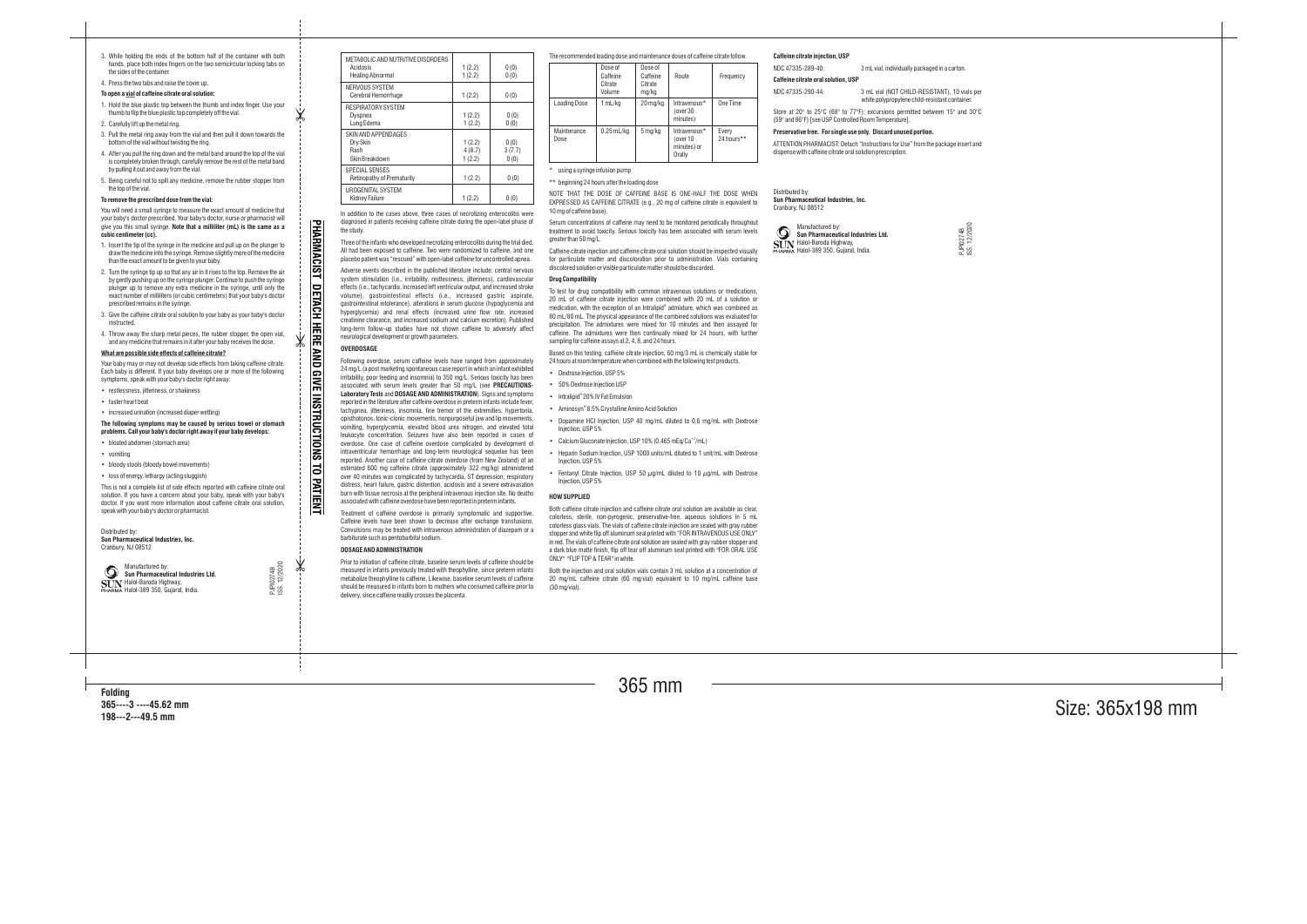3. While holding the ends of the bottom half of the container with both hands, place both index fingers on the two semicircular locking tabs on the sides of the container.

4. Press the two tabs and raise the cover up.

**To open a vial of caffeine citrate oral solution:**

1. Hold the blue plastic top between the thumb and index finger. Use your thumb to flip the blue plastic top completely off the vial.
2. Carefully lift up the metal ring.
3. Pull the metal ring away from the vial and then pull it down towards the bottom of the vial without twisting the ring.
4. After you pull the ring down and the metal band around the top of the vial is completely broken through, carefully remove the rest of the metal band by pulling it out and away from the vial.
5. Being careful not to spill any medicine, remove the rubber stopper from the top of the vial.

**To remove the prescribed dose from the vial:**

You will need a small syringe to measure the exact amount of medicine that your baby's doctor prescribed. Your baby's doctor, nurse or pharmacist will give you this small syringe. **Note that a milliliter (mL) is the same as a cubic centimeter (cc).**

1. Insert the tip of the syringe in the medicine and pull up on the plunger to draw the medicine into the syringe. Remove slightly more of the medicine than the exact amount to be given to your baby.
2. Turn the syringe tip up so that any air in it rises to the top. Remove the air by gently pushing up on the syringe plunger. Continue to push the syringe plunger up to remove any extra medicine in the syringe, until only the exact number of milliliters (or cubic centimeters) that your baby's doctor prescribed remains in the syringe.
3. Give the caffeine citrate oral solution to your baby as your baby's doctor instructed.
4. Throw away the sharp metal pieces, the rubber stopper, the open vial, and any medicine that remains in it after your baby receives the dose.

**What are possible side effects of caffeine citrate?**

Your baby may or may not develop side effects from taking caffeine citrate. Each baby is different. If your baby develops one or more of the following symptoms, speak with your baby's doctor right away:

- restlessness, jitteriness, or shakiness
- faster heart beat
- increased urination (increased diaper wetting)

**The following symptoms may be caused by serious bowel or stomach problems. Call your baby's doctor right away if your baby develops:**

- bloated abdomen (stomach area)
- vomiting
- bloody stools (bloody bowel movements)
- loss of energy, lethargy (acting sluggish)

This is not a complete list of side effects reported with caffeine citrate oral solution. If you have a concern about your baby, speak with your baby's doctor. If you want more information about caffeine citrate oral solution, speak with your baby's doctor or pharmacist.

Distributed by:
**Sun Pharmaceutical Industries, Inc.**
Cranbury, NJ 08512

Manufactured by:
**Sun Pharmaceutical Industries Ltd.**
Halol-Baroda Highway,
Halol-389 350, Gujarat, India.

PJPI0274B
ISS. 12/2020

**PHARMACIST: DETACH HERE AND GIVE INSTRUCTIONS TO PATIENT**

| | | |
|---|---|---|
| METABOLIC AND NUTRITIVE DISORDERS | | |
| Acidosis | 1 (2.2) | 0 (0) |
| Healing Abnormal | 1 (2.2) | 0 (0) |
| NERVOUS SYSTEM | | |
| Cerebral Hemorrhage | 1 (2.2) | 0 (0) |
| RESPIRATORY SYSTEM | | |
| Dyspnea | 1 (2.2) | 0 (0) |
| Lung Edema | 1 (2.2) | 0 (0) |
| SKIN AND APPENDAGES | | |
| Dry Skin | 1 (2.2) | 0 (0) |
| Rash | 4 (8.7) | 3 (7.7) |
| Skin Breakdown | 1 (2.2) | 0 (0) |
| SPECIAL SENSES | | |
| Retinopathy of Prematurity | 1 (2.2) | 0 (0) |
| UROGENITAL SYSTEM | | |
| Kidney Failure | 1 (2.2) | 0 (0) |

In addition to the cases above, three cases of necrotizing enterocolitis were diagnosed in patients receiving caffeine citrate during the open-label phase of the study.

Three of the infants who developed necrotizing enterocolitis during the trial died. All had been exposed to caffeine. Two were randomized to caffeine, and one placebo patient was "rescued" with open-label caffeine for uncontrolled apnea.

Adverse events described in the published literature include: central nervous system stimulation (i.e., irritability, restlessness, jitteriness), cardiovascular effects (i.e., tachycardia, increased left ventricular output, and increased stroke volume), gastrointestinal effects (i.e., increased gastric aspirate, gastrointestinal intolerance), alterations in serum glucose (hypoglycemia and hyperglycemia) and renal effects (increased urine flow rate, increased creatinine clearance, and increased sodium and calcium excretion). Published long-term follow-up studies have not shown caffeine to adversely affect neurological development or growth parameters.

**OVERDOSAGE**

Following overdose, serum caffeine levels have ranged from approximately 24 mg/L (a post marketing spontaneous case report in which an infant exhibited irritability, poor feeding and insomnia) to 350 mg/L. Serious toxicity has been associated with serum levels greater than 50 mg/L (see **PRECAUTIONS-Laboratory Tests** and **DOSAGE AND ADMINISTRATION**). Signs and symptoms reported in the literature after caffeine overdose in preterm infants include fever, tachypnea, jitteriness, insomnia, fine tremor of the extremities, hypertonia, opisthotonos, tonic-clonic movements, nonpurposeful jaw and lip movements, vomiting, hyperglycemia, elevated blood urea nitrogen, and elevated total leukocyte concentration. Seizures have also been reported in cases of overdose. One case of caffeine overdose complicated by development of intraventricular hemorrhage and long-term neurological sequelae has been reported. Another case of caffeine citrate overdose (from New Zealand) of an estimated 600 mg caffeine citrate (approximately 322 mg/kg) administered over 40 minutes was complicated by tachycardia, ST depression, respiratory distress, heart failure, gastric distention, acidosis and a severe extravasation burn with tissue necrosis at the peripheral intravenous injection site. No deaths associated with caffeine overdose have been reported in preterm infants.

Treatment of caffeine overdose is primarily symptomatic and supportive. Caffeine levels have been shown to decrease after exchange transfusions. Convulsions may be treated with intravenous administration of diazepam or a barbiturate such as pentobarbital sodium.

**DOSAGE AND ADMINISTRATION**

Prior to initiation of caffeine citrate, baseline serum levels of caffeine should be measured in infants previously treated with theophylline, since preterm infants metabolize theophylline to caffeine. Likewise, baseline serum levels of caffeine should be measured in infants born to mothers who consumed caffeine prior to delivery, since caffeine readily crosses the placenta.

The recommended loading dose and maintenance doses of caffeine citrate follow.

| | Dose of Caffeine Citrate Volume | Dose of Caffeine Citrate mg/kg | Route | Frequency |
|---|---|---|---|---|
| Loading Dose | 1 mL/kg | 20 mg/kg | Intravenous* (over 30 minutes) | One Time |
| Maintenance Dose | 0.25 mL/kg | 5 mg/kg | Intravenous* (over 10 minutes) or Orally | Every 24 hours** |

\* using a syringe infusion pump

\*\* beginning 24 hours after the loading dose

NOTE THAT THE DOSE OF CAFFEINE BASE IS ONE-HALF THE DOSE WHEN EXPRESSED AS CAFFEINE CITRATE (e.g., 20 mg of caffeine citrate is equivalent to 10 mg of caffeine base).

Serum concentrations of caffeine may need to be monitored periodically throughout treatment to avoid toxicity. Serious toxicity has been associated with serum levels greater than 50 mg/L.

Caffeine citrate injection and caffeine citrate oral solution should be inspected visually for particulate matter and discoloration prior to administration. Vials containing discolored solution or visible particulate matter should be discarded.

**Drug Compatibility**

To test for drug compatibility with common intravenous solutions or medications, 20 mL of caffeine citrate injection were combined with 20 mL of a solution or medication, with the exception of an Intralipid® admixture, which was combined as 80 mL/80 mL. The physical appearance of the combined solutions was evaluated for precipitation. The admixtures were mixed for 10 minutes and then assayed for caffeine. The admixtures were then continually mixed for 24 hours, with further sampling for caffeine assays at 2, 4, 8, and 24 hours.

Based on this testing, caffeine citrate injection, 60 mg/3 mL is chemically stable for 24 hours at room temperature when combined with the following test products.

- Dextrose Injection, USP 5%
- 50% Dextrose Injection USP
- Intralipid® 20% IV Fat Emulsion
- Aminosyn® 8.5% Crystalline Amino Acid Solution
- Dopamine HCl Injection, USP 40 mg/mL diluted to 0.6 mg/mL with Dextrose Injection, USP 5%
- Calcium Gluconate Injection, USP 10% (0.465 mEq/$Ca^{+2}$/mL)
- Heparin Sodium Injection, USP 1000 units/mL diluted to 1 unit/mL with Dextrose Injection, USP 5%
- Fentanyl Citrate Injection, USP 50 μg/mL diluted to 10 μg/mL with Dextrose Injection, USP 5%

**HOW SUPPLIED**

Both caffeine citrate injection and caffeine citrate oral solution are available as clear, colorless, sterile, non-pyrogenic, preservative-free, aqueous solutions in 5 mL colorless glass vials. The vials of caffeine citrate injection are sealed with gray rubber stopper and white flip off aluminum seal printed with "FOR INTRAVENOUS USE ONLY" in red. The vials of caffeine citrate oral solution are sealed with gray rubber stopper and a dark blue matte finish, flip off tear off aluminum seal printed with "FOR ORAL USE ONLY" "FLIP TOP & TEAR" in white.

Both the injection and oral solution vials contain 3 mL solution at a concentration of 20 mg/mL caffeine citrate (60 mg/vial) equivalent to 10 mg/mL caffeine base (30 mg/vial).

**Caffeine citrate injection, USP**

NDC 47335-289-40: 3 mL vial, individually packaged in a carton.

**Caffeine citrate oral solution, USP**

NDC 47335-290-44: 3 mL vial (NOT CHILD-RESISTANT), 10 vials per white polypropylene child-resistant container.

Store at 20° to 25°C (68° to 77°F); excursions permitted between 15° and 30°C (59° and 86°F) [see USP Controlled Room Temperature].

**Preservative free. For single use only. Discard unused portion.**

ATTENTION PHARMACIST: Detach "Instructions for Use" from the package insert and dispense with caffeine citrate oral solution prescription.

Distributed by:
**Sun Pharmaceutical Industries, Inc.**
Cranbury, NJ 08512

Manufactured by:
**Sun Pharmaceutical Industries Ltd.**
Halol-Baroda Highway,
Halol-389 350, Gujarat, India.

PJPI0274B
ISS. 12/2020

365 mm

Folding
365----3 ----45.62 mm
198---2---49.5 mm

Size: 365x198 mm